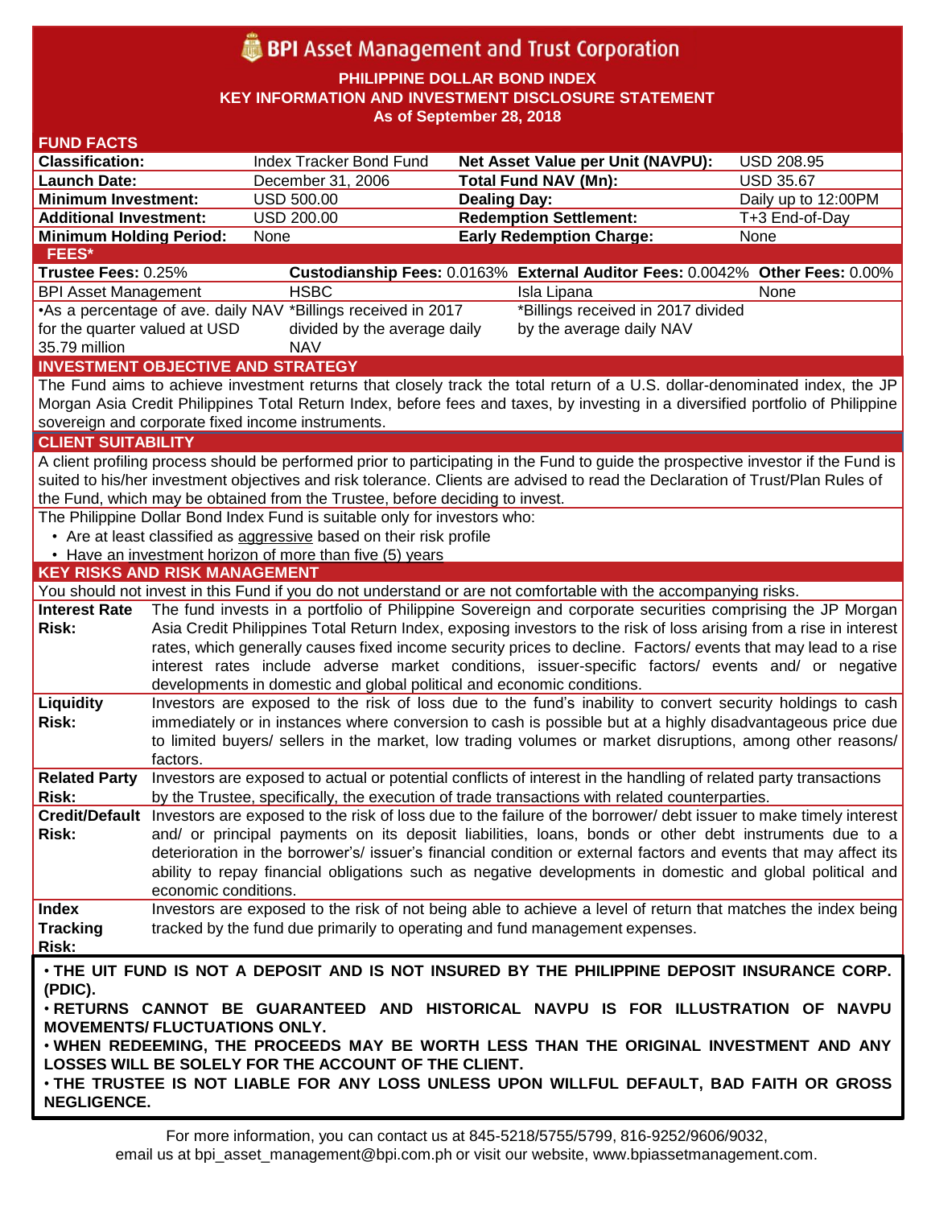# BPI Asset Management and Trust Corporation

**PHILIPPINE DOLLAR BOND INDEX**
**KEY INFORMATION AND INVESTMENT DISCLOSURE STATEMENT**
**As of September 28, 2018**

## FUND FACTS

| | | | |
|---|---|---|---|
| **Classification:** | Index Tracker Bond Fund | **Net Asset Value per Unit (NAVPU):** | USD 208.95 |
| **Launch Date:** | December 31, 2006 | **Total Fund NAV (Mn):** | USD 35.67 |
| **Minimum Investment:** | USD 500.00 | **Dealing Day:** | Daily up to 12:00PM |
| **Additional Investment:** | USD 200.00 | **Redemption Settlement:** | T+3 End-of-Day |
| **Minimum Holding Period:** | None | **Early Redemption Charge:** | None |

## FEES*

| **Trustee Fees:** 0.25% | **Custodianship Fees:** 0.0163% | **External Auditor Fees:** 0.0042% | **Other Fees:** 0.00% |
|---|---|---|---|
| BPI Asset Management | HSBC | Isla Lipana | None |
| •As a percentage of ave. daily NAV for the quarter valued at USD 35.79 million | *Billings received in 2017 divided by the average daily NAV | *Billings received in 2017 divided by the average daily NAV | |

## INVESTMENT OBJECTIVE AND STRATEGY

The Fund aims to achieve investment returns that closely track the total return of a U.S. dollar-denominated index, the JP Morgan Asia Credit Philippines Total Return Index, before fees and taxes, by investing in a diversified portfolio of Philippine sovereign and corporate fixed income instruments.

## CLIENT SUITABILITY

A client profiling process should be performed prior to participating in the Fund to guide the prospective investor if the Fund is suited to his/her investment objectives and risk tolerance. Clients are advised to read the Declaration of Trust/Plan Rules of the Fund, which may be obtained from the Trustee, before deciding to invest.

The Philippine Dollar Bond Index Fund is suitable only for investors who:

- Are at least classified as aggressive based on their risk profile
- Have an investment horizon of more than five (5) years

## KEY RISKS AND RISK MANAGEMENT

You should not invest in this Fund if you do not understand or are not comfortable with the accompanying risks.

| | |
|---|---|
| **Interest Rate Risk:** | The fund invests in a portfolio of Philippine Sovereign and corporate securities comprising the JP Morgan Asia Credit Philippines Total Return Index, exposing investors to the risk of loss arising from a rise in interest rates, which generally causes fixed income security prices to decline. Factors/ events that may lead to a rise interest rates include adverse market conditions, issuer-specific factors/ events and/ or negative developments in domestic and global political and economic conditions. |
| **Liquidity Risk:** | Investors are exposed to the risk of loss due to the fund's inability to convert security holdings to cash immediately or in instances where conversion to cash is possible but at a highly disadvantageous price due to limited buyers/ sellers in the market, low trading volumes or market disruptions, among other reasons/ factors. |
| **Related Party Risk:** | Investors are exposed to actual or potential conflicts of interest in the handling of related party transactions by the Trustee, specifically, the execution of trade transactions with related counterparties. |
| **Credit/Default Risk:** | Investors are exposed to the risk of loss due to the failure of the borrower/ debt issuer to make timely interest and/ or principal payments on its deposit liabilities, loans, bonds or other debt instruments due to a deterioration in the borrower's/ issuer's financial condition or external factors and events that may affect its ability to repay financial obligations such as negative developments in domestic and global political and economic conditions. |
| **Index Tracking Risk:** | Investors are exposed to the risk of not being able to achieve a level of return that matches the index being tracked by the fund due primarily to operating and fund management expenses. |

**• THE UIT FUND IS NOT A DEPOSIT AND IS NOT INSURED BY THE PHILIPPINE DEPOSIT INSURANCE CORP. (PDIC).**

**• RETURNS CANNOT BE GUARANTEED AND HISTORICAL NAVPU IS FOR ILLUSTRATION OF NAVPU MOVEMENTS/ FLUCTUATIONS ONLY.**

**• WHEN REDEEMING, THE PROCEEDS MAY BE WORTH LESS THAN THE ORIGINAL INVESTMENT AND ANY LOSSES WILL BE SOLELY FOR THE ACCOUNT OF THE CLIENT.**

**• THE TRUSTEE IS NOT LIABLE FOR ANY LOSS UNLESS UPON WILLFUL DEFAULT, BAD FAITH OR GROSS NEGLIGENCE.**

For more information, you can contact us at 845-5218/5755/5799, 816-9252/9606/9032, email us at bpi_asset_management@bpi.com.ph or visit our website, www.bpiassetmanagement.com.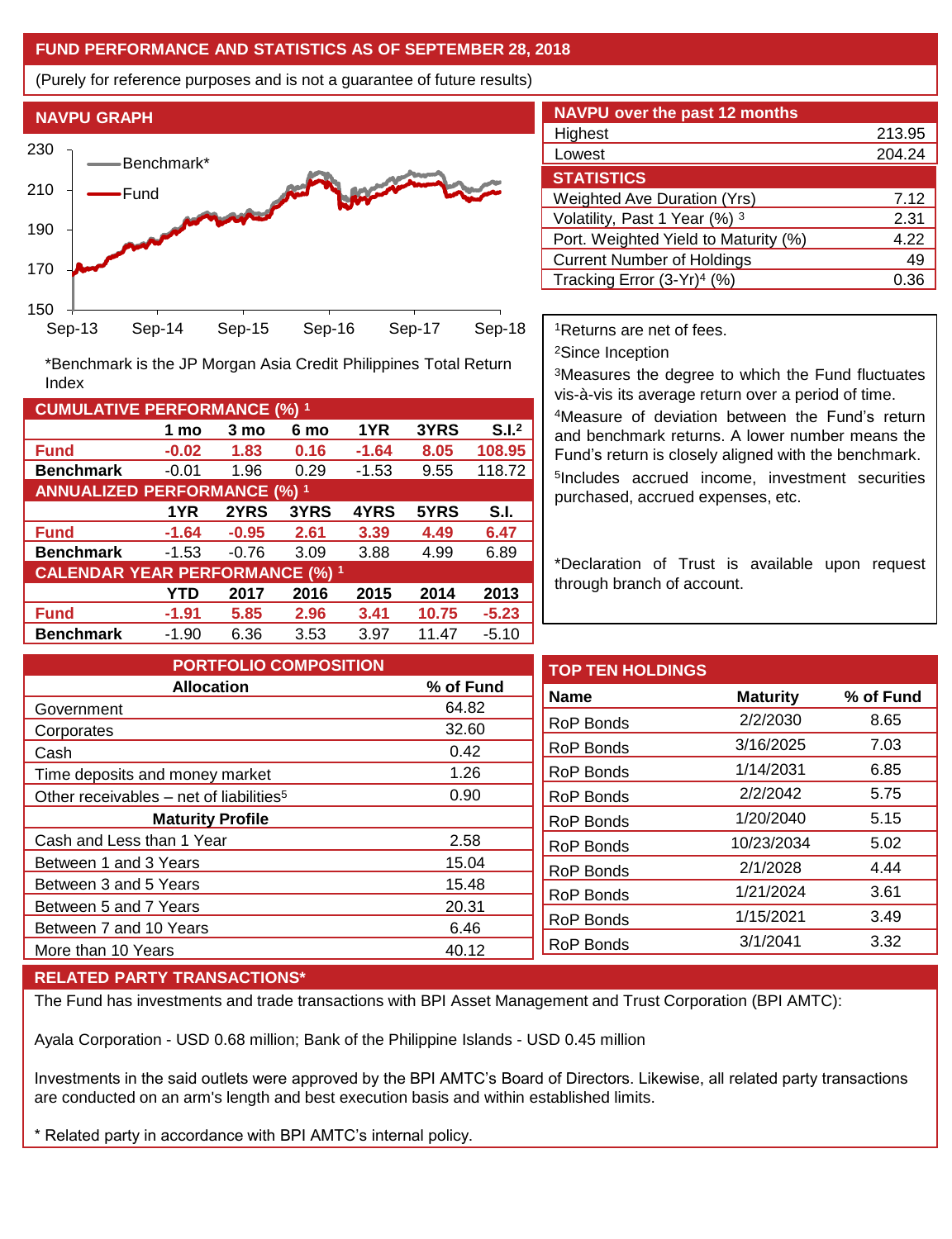## FUND PERFORMANCE AND STATISTICS AS OF SEPTEMBER 28, 2018

(Purely for reference purposes and is not a guarantee of future results)

### NAVPU GRAPH

*Benchmark is the JP Morgan Asia Credit Philippines Total Return Index

### CUMULATIVE PERFORMANCE (%) [1]

| | 1 mo | 3 mo | 6 mo | 1YR | 3YRS | S.I.[2] |
|---|---|---|---|---|---|---|
| **Fund** | **-0.02** | **1.83** | **0.16** | **-1.64** | **8.05** | **108.95** |
| **Benchmark** | -0.01 | 1.96 | 0.29 | -1.53 | 9.55 | 118.72 |

### ANNUALIZED PERFORMANCE (%) [1]

| | 1YR | 2YRS | 3YRS | 4YRS | 5YRS | S.I. |
|---|---|---|---|---|---|---|
| **Fund** | **-1.64** | **-0.95** | **2.61** | **3.39** | **4.49** | **6.47** |
| **Benchmark** | -1.53 | -0.76 | 3.09 | 3.88 | 4.99 | 6.89 |

### CALENDAR YEAR PERFORMANCE (%) [1]

| | YTD | 2017 | 2016 | 2015 | 2014 | 2013 |
|---|---|---|---|---|---|---|
| **Fund** | **-1.91** | **5.85** | **2.96** | **3.41** | **10.75** | **-5.23** |
| **Benchmark** | -1.90 | 6.36 | 3.53 | 3.97 | 11.47 | -5.10 |

### NAVPU over the past 12 months

| | |
|---|---|
| Highest | 213.95 |
| Lowest | 204.24 |

### STATISTICS

| | |
|---|---|
| Weighted Ave Duration (Yrs) | 7.12 |
| Volatility, Past 1 Year (%) [3] | 2.31 |
| Port. Weighted Yield to Maturity (%) | 4.22 |
| Current Number of Holdings | 49 |
| Tracking Error (3-Yr)[4] (%) | 0.36 |

[1]Returns are net of fees.
[2]Since Inception
[3]Measures the degree to which the Fund fluctuates vis-à-vis its average return over a period of time.
[4]Measure of deviation between the Fund's return and benchmark returns. A lower number means the Fund's return is closely aligned with the benchmark.
[5]Includes accrued income, investment securities purchased, accrued expenses, etc.

*Declaration of Trust is available upon request through branch of account.

### PORTFOLIO COMPOSITION

| Allocation | % of Fund |
|---|---|
| Government | 64.82 |
| Corporates | 32.60 |
| Cash | 0.42 |
| Time deposits and money market | 1.26 |
| Other receivables – net of liabilities[5] | 0.90 |
| **Maturity Profile** | |
| Cash and Less than 1 Year | 2.58 |
| Between 1 and 3 Years | 15.04 |
| Between 3 and 5 Years | 15.48 |
| Between 5 and 7 Years | 20.31 |
| Between 7 and 10 Years | 6.46 |
| More than 10 Years | 40.12 |

### TOP TEN HOLDINGS

| Name | Maturity | % of Fund |
|---|---|---|
| RoP Bonds | 2/2/2030 | 8.65 |
| RoP Bonds | 3/16/2025 | 7.03 |
| RoP Bonds | 1/14/2031 | 6.85 |
| RoP Bonds | 2/2/2042 | 5.75 |
| RoP Bonds | 1/20/2040 | 5.15 |
| RoP Bonds | 10/23/2034 | 5.02 |
| RoP Bonds | 2/1/2028 | 4.44 |
| RoP Bonds | 1/21/2024 | 3.61 |
| RoP Bonds | 1/15/2021 | 3.49 |
| RoP Bonds | 3/1/2041 | 3.32 |

### RELATED PARTY TRANSACTIONS*

The Fund has investments and trade transactions with BPI Asset Management and Trust Corporation (BPI AMTC):

Ayala Corporation - USD 0.68 million; Bank of the Philippine Islands - USD 0.45 million

Investments in the said outlets were approved by the BPI AMTC's Board of Directors. Likewise, all related party transactions are conducted on an arm's length and best execution basis and within established limits.

* Related party in accordance with BPI AMTC's internal policy.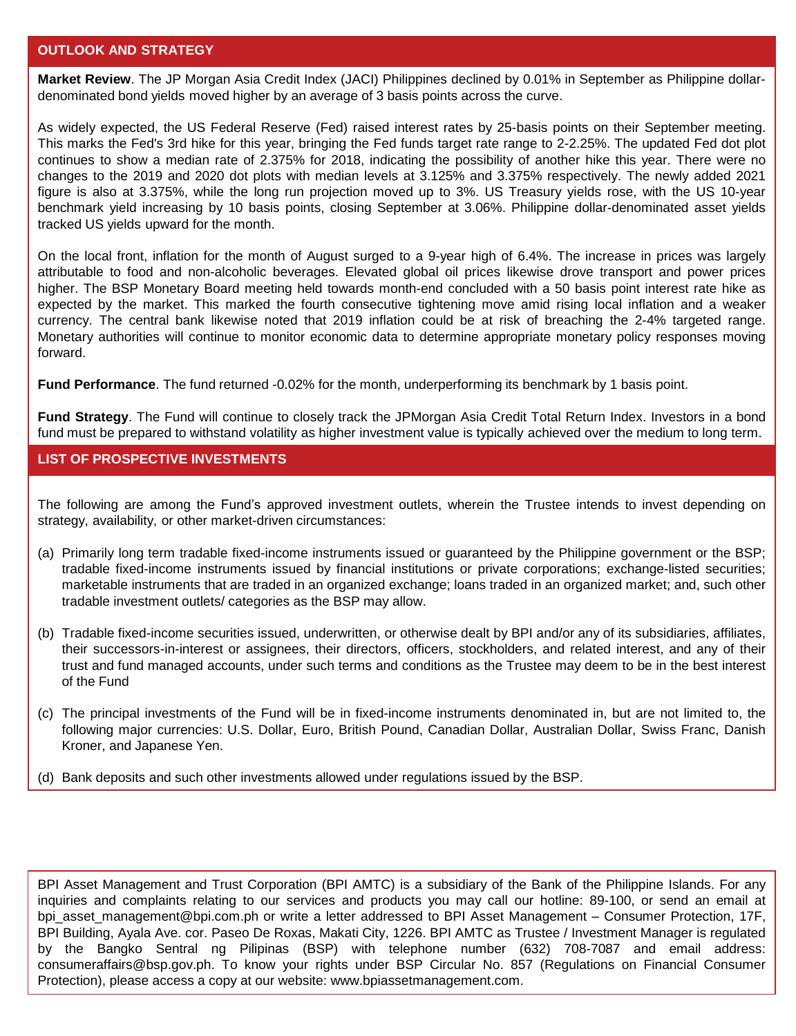## OUTLOOK AND STRATEGY

**Market Review**. The JP Morgan Asia Credit Index (JACI) Philippines declined by 0.01% in September as Philippine dollar-denominated bond yields moved higher by an average of 3 basis points across the curve.

As widely expected, the US Federal Reserve (Fed) raised interest rates by 25-basis points on their September meeting. This marks the Fed's 3rd hike for this year, bringing the Fed funds target rate range to 2-2.25%. The updated Fed dot plot continues to show a median rate of 2.375% for 2018, indicating the possibility of another hike this year. There were no changes to the 2019 and 2020 dot plots with median levels at 3.125% and 3.375% respectively. The newly added 2021 figure is also at 3.375%, while the long run projection moved up to 3%. US Treasury yields rose, with the US 10-year benchmark yield increasing by 10 basis points, closing September at 3.06%. Philippine dollar-denominated asset yields tracked US yields upward for the month.

On the local front, inflation for the month of August surged to a 9-year high of 6.4%. The increase in prices was largely attributable to food and non-alcoholic beverages. Elevated global oil prices likewise drove transport and power prices higher. The BSP Monetary Board meeting held towards month-end concluded with a 50 basis point interest rate hike as expected by the market. This marked the fourth consecutive tightening move amid rising local inflation and a weaker currency. The central bank likewise noted that 2019 inflation could be at risk of breaching the 2-4% targeted range. Monetary authorities will continue to monitor economic data to determine appropriate monetary policy responses moving forward.

**Fund Performance**. The fund returned -0.02% for the month, underperforming its benchmark by 1 basis point.

**Fund Strategy**. The Fund will continue to closely track the JPMorgan Asia Credit Total Return Index. Investors in a bond fund must be prepared to withstand volatility as higher investment value is typically achieved over the medium to long term.

## LIST OF PROSPECTIVE INVESTMENTS

The following are among the Fund's approved investment outlets, wherein the Trustee intends to invest depending on strategy, availability, or other market-driven circumstances:

(a) Primarily long term tradable fixed-income instruments issued or guaranteed by the Philippine government or the BSP; tradable fixed-income instruments issued by financial institutions or private corporations; exchange-listed securities; marketable instruments that are traded in an organized exchange; loans traded in an organized market; and, such other tradable investment outlets/ categories as the BSP may allow.

(b) Tradable fixed-income securities issued, underwritten, or otherwise dealt by BPI and/or any of its subsidiaries, affiliates, their successors-in-interest or assignees, their directors, officers, stockholders, and related interest, and any of their trust and fund managed accounts, under such terms and conditions as the Trustee may deem to be in the best interest of the Fund

(c) The principal investments of the Fund will be in fixed-income instruments denominated in, but are not limited to, the following major currencies: U.S. Dollar, Euro, British Pound, Canadian Dollar, Australian Dollar, Swiss Franc, Danish Kroner, and Japanese Yen.

(d) Bank deposits and such other investments allowed under regulations issued by the BSP.

BPI Asset Management and Trust Corporation (BPI AMTC) is a subsidiary of the Bank of the Philippine Islands. For any inquiries and complaints relating to our services and products you may call our hotline: 89-100, or send an email at bpi_asset_management@bpi.com.ph or write a letter addressed to BPI Asset Management – Consumer Protection, 17F, BPI Building, Ayala Ave. cor. Paseo De Roxas, Makati City, 1226. BPI AMTC as Trustee / Investment Manager is regulated by the Bangko Sentral ng Pilipinas (BSP) with telephone number (632) 708-7087 and email address: consumeraffairs@bsp.gov.ph. To know your rights under BSP Circular No. 857 (Regulations on Financial Consumer Protection), please access a copy at our website: www.bpiassetmanagement.com.